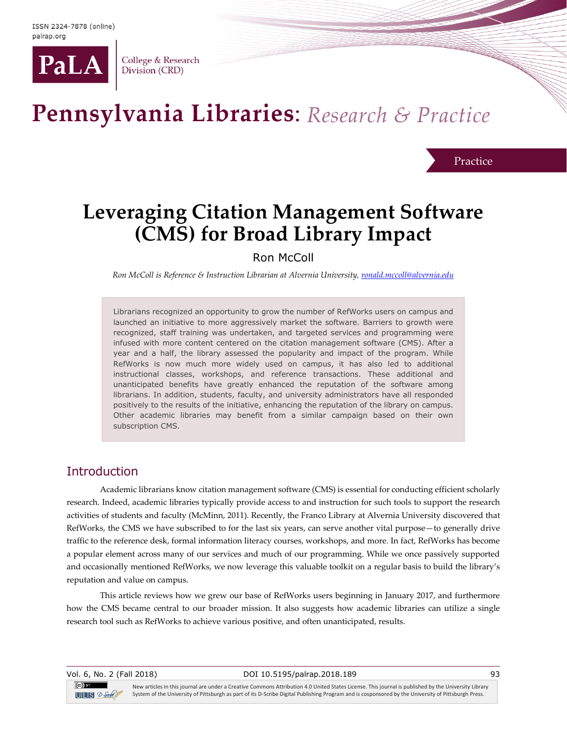ISSN 2324-7878 (online)
palrap.org

PaLA College & Research Division (CRD)

# Pennsylvania Libraries: *Research & Practice*

Practice

# Leveraging Citation Management Software (CMS) for Broad Library Impact

Ron McColl

*Ron McColl is Reference & Instruction Librarian at Alvernia University, ronald.mccoll@alvernia.edu*

> Librarians recognized an opportunity to grow the number of RefWorks users on campus and launched an initiative to more aggressively market the software. Barriers to growth were recognized, staff training was undertaken, and targeted services and programming were infused with more content centered on the citation management software (CMS). After a year and a half, the library assessed the popularity and impact of the program. While RefWorks is now much more widely used on campus, it has also led to additional instructional classes, workshops, and reference transactions. These additional and unanticipated benefits have greatly enhanced the reputation of the software among librarians. In addition, students, faculty, and university administrators have all responded positively to the results of the initiative, enhancing the reputation of the library on campus. Other academic libraries may benefit from a similar campaign based on their own subscription CMS.

## Introduction

Academic librarians know citation management software (CMS) is essential for conducting efficient scholarly research. Indeed, academic libraries typically provide access to and instruction for such tools to support the research activities of students and faculty (McMinn, 2011). Recently, the Franco Library at Alvernia University discovered that RefWorks, the CMS we have subscribed to for the last six years, can serve another vital purpose—to generally drive traffic to the reference desk, formal information literacy courses, workshops, and more. In fact, RefWorks has become a popular element across many of our services and much of our programming. While we once passively supported and occasionally mentioned RefWorks, we now leverage this valuable toolkit on a regular basis to build the library's reputation and value on campus.

This article reviews how we grew our base of RefWorks users beginning in January 2017, and furthermore how the CMS became central to our broader mission. It also suggests how academic libraries can utilize a single research tool such as RefWorks to achieve various positive, and often unanticipated, results.

New articles in this journal are under a Creative Commons Attribution 4.0 United States License. This journal is published by the University Library System of the University of Pittsburgh as part of its D-Scribe Digital Publishing Program and is cosponsored by the University of Pittsburgh Press.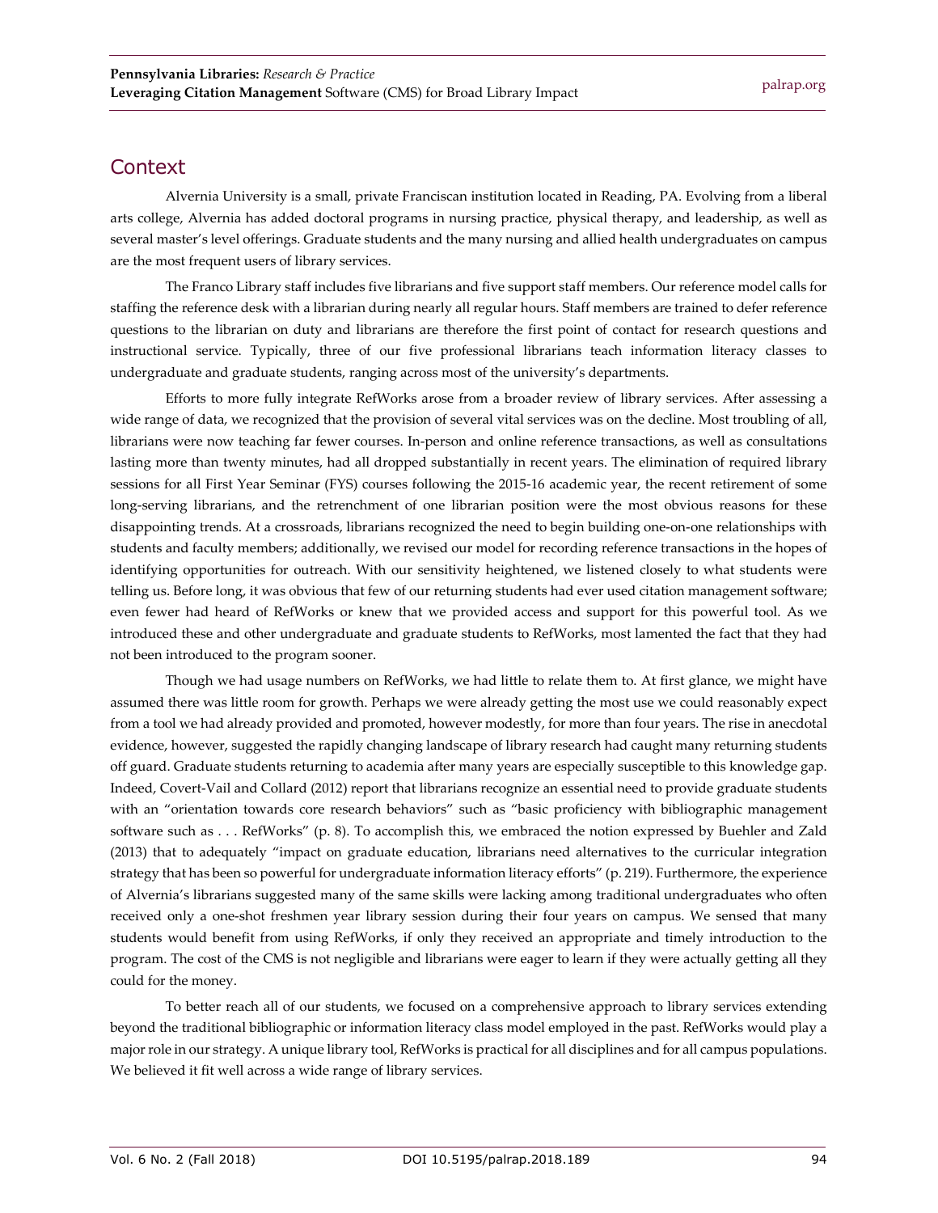## Context

Alvernia University is a small, private Franciscan institution located in Reading, PA. Evolving from a liberal arts college, Alvernia has added doctoral programs in nursing practice, physical therapy, and leadership, as well as several master's level offerings. Graduate students and the many nursing and allied health undergraduates on campus are the most frequent users of library services.

The Franco Library staff includes five librarians and five support staff members. Our reference model calls for staffing the reference desk with a librarian during nearly all regular hours. Staff members are trained to defer reference questions to the librarian on duty and librarians are therefore the first point of contact for research questions and instructional service. Typically, three of our five professional librarians teach information literacy classes to undergraduate and graduate students, ranging across most of the university's departments.

Efforts to more fully integrate RefWorks arose from a broader review of library services. After assessing a wide range of data, we recognized that the provision of several vital services was on the decline. Most troubling of all, librarians were now teaching far fewer courses. In-person and online reference transactions, as well as consultations lasting more than twenty minutes, had all dropped substantially in recent years. The elimination of required library sessions for all First Year Seminar (FYS) courses following the 2015-16 academic year, the recent retirement of some long-serving librarians, and the retrenchment of one librarian position were the most obvious reasons for these disappointing trends. At a crossroads, librarians recognized the need to begin building one-on-one relationships with students and faculty members; additionally, we revised our model for recording reference transactions in the hopes of identifying opportunities for outreach. With our sensitivity heightened, we listened closely to what students were telling us. Before long, it was obvious that few of our returning students had ever used citation management software; even fewer had heard of RefWorks or knew that we provided access and support for this powerful tool. As we introduced these and other undergraduate and graduate students to RefWorks, most lamented the fact that they had not been introduced to the program sooner.

Though we had usage numbers on RefWorks, we had little to relate them to. At first glance, we might have assumed there was little room for growth. Perhaps we were already getting the most use we could reasonably expect from a tool we had already provided and promoted, however modestly, for more than four years. The rise in anecdotal evidence, however, suggested the rapidly changing landscape of library research had caught many returning students off guard. Graduate students returning to academia after many years are especially susceptible to this knowledge gap. Indeed, Covert-Vail and Collard (2012) report that librarians recognize an essential need to provide graduate students with an "orientation towards core research behaviors" such as "basic proficiency with bibliographic management software such as . . . RefWorks" (p. 8). To accomplish this, we embraced the notion expressed by Buehler and Zald (2013) that to adequately "impact on graduate education, librarians need alternatives to the curricular integration strategy that has been so powerful for undergraduate information literacy efforts" (p. 219). Furthermore, the experience of Alvernia's librarians suggested many of the same skills were lacking among traditional undergraduates who often received only a one-shot freshmen year library session during their four years on campus. We sensed that many students would benefit from using RefWorks, if only they received an appropriate and timely introduction to the program. The cost of the CMS is not negligible and librarians were eager to learn if they were actually getting all they could for the money.

To better reach all of our students, we focused on a comprehensive approach to library services extending beyond the traditional bibliographic or information literacy class model employed in the past. RefWorks would play a major role in our strategy. A unique library tool, RefWorks is practical for all disciplines and for all campus populations. We believed it fit well across a wide range of library services.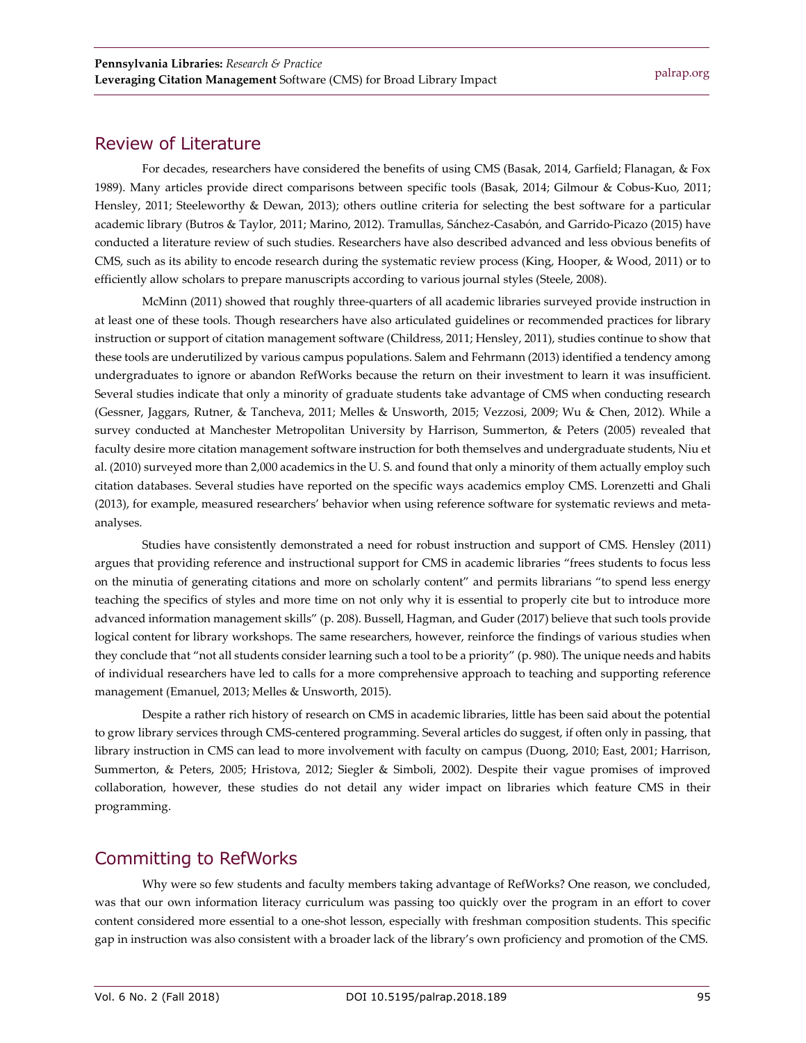## Review of Literature

For decades, researchers have considered the benefits of using CMS (Basak, 2014, Garfield; Flanagan, & Fox 1989). Many articles provide direct comparisons between specific tools (Basak, 2014; Gilmour & Cobus-Kuo, 2011; Hensley, 2011; Steeleworthy & Dewan, 2013); others outline criteria for selecting the best software for a particular academic library (Butros & Taylor, 2011; Marino, 2012). Tramullas, Sánchez-Casabón, and Garrido-Picazo (2015) have conducted a literature review of such studies. Researchers have also described advanced and less obvious benefits of CMS, such as its ability to encode research during the systematic review process (King, Hooper, & Wood, 2011) or to efficiently allow scholars to prepare manuscripts according to various journal styles (Steele, 2008).

McMinn (2011) showed that roughly three-quarters of all academic libraries surveyed provide instruction in at least one of these tools. Though researchers have also articulated guidelines or recommended practices for library instruction or support of citation management software (Childress, 2011; Hensley, 2011), studies continue to show that these tools are underutilized by various campus populations. Salem and Fehrmann (2013) identified a tendency among undergraduates to ignore or abandon RefWorks because the return on their investment to learn it was insufficient. Several studies indicate that only a minority of graduate students take advantage of CMS when conducting research (Gessner, Jaggars, Rutner, & Tancheva, 2011; Melles & Unsworth, 2015; Vezzosi, 2009; Wu & Chen, 2012). While a survey conducted at Manchester Metropolitan University by Harrison, Summerton, & Peters (2005) revealed that faculty desire more citation management software instruction for both themselves and undergraduate students, Niu et al. (2010) surveyed more than 2,000 academics in the U. S. and found that only a minority of them actually employ such citation databases. Several studies have reported on the specific ways academics employ CMS. Lorenzetti and Ghali (2013), for example, measured researchers' behavior when using reference software for systematic reviews and meta-analyses.

Studies have consistently demonstrated a need for robust instruction and support of CMS. Hensley (2011) argues that providing reference and instructional support for CMS in academic libraries "frees students to focus less on the minutia of generating citations and more on scholarly content" and permits librarians "to spend less energy teaching the specifics of styles and more time on not only why it is essential to properly cite but to introduce more advanced information management skills" (p. 208). Bussell, Hagman, and Guder (2017) believe that such tools provide logical content for library workshops. The same researchers, however, reinforce the findings of various studies when they conclude that "not all students consider learning such a tool to be a priority" (p. 980). The unique needs and habits of individual researchers have led to calls for a more comprehensive approach to teaching and supporting reference management (Emanuel, 2013; Melles & Unsworth, 2015).

Despite a rather rich history of research on CMS in academic libraries, little has been said about the potential to grow library services through CMS-centered programming. Several articles do suggest, if often only in passing, that library instruction in CMS can lead to more involvement with faculty on campus (Duong, 2010; East, 2001; Harrison, Summerton, & Peters, 2005; Hristova, 2012; Siegler & Simboli, 2002). Despite their vague promises of improved collaboration, however, these studies do not detail any wider impact on libraries which feature CMS in their programming.

## Committing to RefWorks

Why were so few students and faculty members taking advantage of RefWorks? One reason, we concluded, was that our own information literacy curriculum was passing too quickly over the program in an effort to cover content considered more essential to a one-shot lesson, especially with freshman composition students. This specific gap in instruction was also consistent with a broader lack of the library's own proficiency and promotion of the CMS.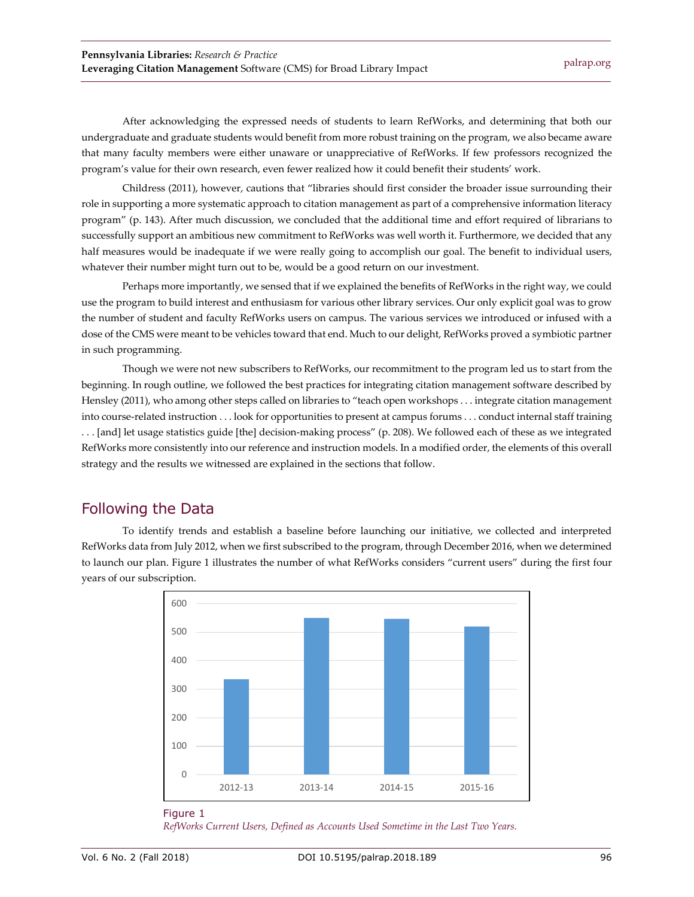After acknowledging the expressed needs of students to learn RefWorks, and determining that both our undergraduate and graduate students would benefit from more robust training on the program, we also became aware that many faculty members were either unaware or unappreciative of RefWorks. If few professors recognized the program's value for their own research, even fewer realized how it could benefit their students' work.

Childress (2011), however, cautions that "libraries should first consider the broader issue surrounding their role in supporting a more systematic approach to citation management as part of a comprehensive information literacy program" (p. 143). After much discussion, we concluded that the additional time and effort required of librarians to successfully support an ambitious new commitment to RefWorks was well worth it. Furthermore, we decided that any half measures would be inadequate if we were really going to accomplish our goal. The benefit to individual users, whatever their number might turn out to be, would be a good return on our investment.

Perhaps more importantly, we sensed that if we explained the benefits of RefWorks in the right way, we could use the program to build interest and enthusiasm for various other library services. Our only explicit goal was to grow the number of student and faculty RefWorks users on campus. The various services we introduced or infused with a dose of the CMS were meant to be vehicles toward that end. Much to our delight, RefWorks proved a symbiotic partner in such programming.

Though we were not new subscribers to RefWorks, our recommitment to the program led us to start from the beginning. In rough outline, we followed the best practices for integrating citation management software described by Hensley (2011), who among other steps called on libraries to "teach open workshops . . . integrate citation management into course-related instruction . . . look for opportunities to present at campus forums . . . conduct internal staff training . . . [and] let usage statistics guide [the] decision-making process" (p. 208). We followed each of these as we integrated RefWorks more consistently into our reference and instruction models. In a modified order, the elements of this overall strategy and the results we witnessed are explained in the sections that follow.

## Following the Data

To identify trends and establish a baseline before launching our initiative, we collected and interpreted RefWorks data from July 2012, when we first subscribed to the program, through December 2016, when we determined to launch our plan. Figure 1 illustrates the number of what RefWorks considers "current users" during the first four years of our subscription.

| Year | Current Users (approx.) |
|---|---|
| 2012-13 | 335 |
| 2013-14 | 550 |
| 2014-15 | 547 |
| 2015-16 | 520 |

Figure 1

*RefWorks Current Users, Defined as Accounts Used Sometime in the Last Two Years.*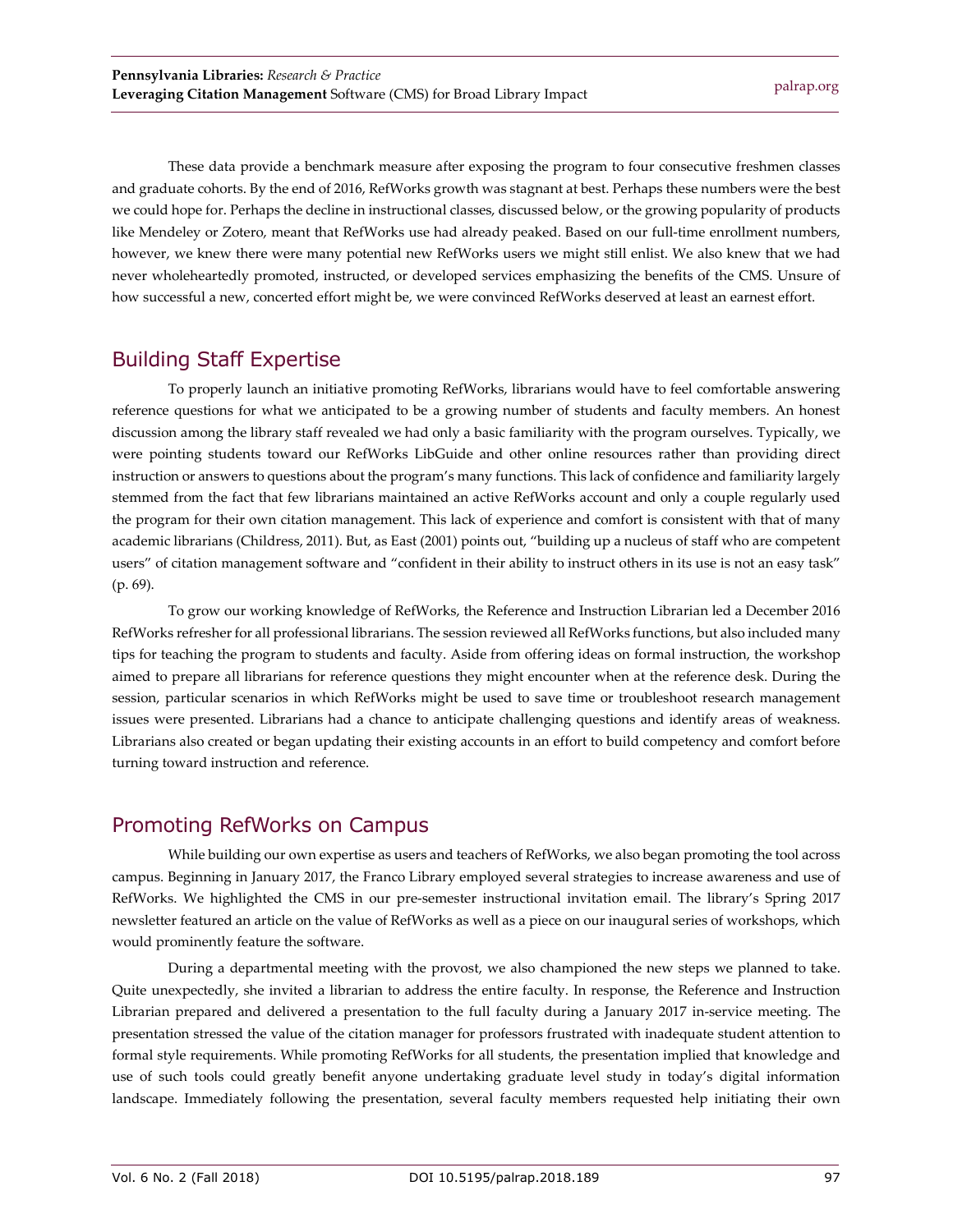These data provide a benchmark measure after exposing the program to four consecutive freshmen classes and graduate cohorts. By the end of 2016, RefWorks growth was stagnant at best. Perhaps these numbers were the best we could hope for. Perhaps the decline in instructional classes, discussed below, or the growing popularity of products like Mendeley or Zotero, meant that RefWorks use had already peaked. Based on our full-time enrollment numbers, however, we knew there were many potential new RefWorks users we might still enlist. We also knew that we had never wholeheartedly promoted, instructed, or developed services emphasizing the benefits of the CMS. Unsure of how successful a new, concerted effort might be, we were convinced RefWorks deserved at least an earnest effort.

## Building Staff Expertise

To properly launch an initiative promoting RefWorks, librarians would have to feel comfortable answering reference questions for what we anticipated to be a growing number of students and faculty members. An honest discussion among the library staff revealed we had only a basic familiarity with the program ourselves. Typically, we were pointing students toward our RefWorks LibGuide and other online resources rather than providing direct instruction or answers to questions about the program's many functions. This lack of confidence and familiarity largely stemmed from the fact that few librarians maintained an active RefWorks account and only a couple regularly used the program for their own citation management. This lack of experience and comfort is consistent with that of many academic librarians (Childress, 2011). But, as East (2001) points out, "building up a nucleus of staff who are competent users" of citation management software and "confident in their ability to instruct others in its use is not an easy task" (p. 69).

To grow our working knowledge of RefWorks, the Reference and Instruction Librarian led a December 2016 RefWorks refresher for all professional librarians. The session reviewed all RefWorks functions, but also included many tips for teaching the program to students and faculty. Aside from offering ideas on formal instruction, the workshop aimed to prepare all librarians for reference questions they might encounter when at the reference desk. During the session, particular scenarios in which RefWorks might be used to save time or troubleshoot research management issues were presented. Librarians had a chance to anticipate challenging questions and identify areas of weakness. Librarians also created or began updating their existing accounts in an effort to build competency and comfort before turning toward instruction and reference.

## Promoting RefWorks on Campus

While building our own expertise as users and teachers of RefWorks, we also began promoting the tool across campus. Beginning in January 2017, the Franco Library employed several strategies to increase awareness and use of RefWorks. We highlighted the CMS in our pre-semester instructional invitation email. The library's Spring 2017 newsletter featured an article on the value of RefWorks as well as a piece on our inaugural series of workshops, which would prominently feature the software.

During a departmental meeting with the provost, we also championed the new steps we planned to take. Quite unexpectedly, she invited a librarian to address the entire faculty. In response, the Reference and Instruction Librarian prepared and delivered a presentation to the full faculty during a January 2017 in-service meeting. The presentation stressed the value of the citation manager for professors frustrated with inadequate student attention to formal style requirements. While promoting RefWorks for all students, the presentation implied that knowledge and use of such tools could greatly benefit anyone undertaking graduate level study in today's digital information landscape. Immediately following the presentation, several faculty members requested help initiating their own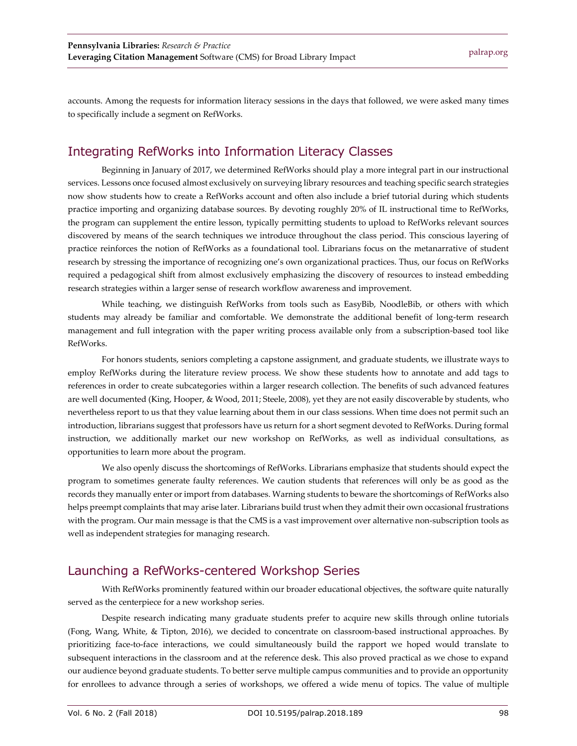accounts. Among the requests for information literacy sessions in the days that followed, we were asked many times to specifically include a segment on RefWorks.

## Integrating RefWorks into Information Literacy Classes

Beginning in January of 2017, we determined RefWorks should play a more integral part in our instructional services. Lessons once focused almost exclusively on surveying library resources and teaching specific search strategies now show students how to create a RefWorks account and often also include a brief tutorial during which students practice importing and organizing database sources. By devoting roughly 20% of IL instructional time to RefWorks, the program can supplement the entire lesson, typically permitting students to upload to RefWorks relevant sources discovered by means of the search techniques we introduce throughout the class period. This conscious layering of practice reinforces the notion of RefWorks as a foundational tool. Librarians focus on the metanarrative of student research by stressing the importance of recognizing one's own organizational practices. Thus, our focus on RefWorks required a pedagogical shift from almost exclusively emphasizing the discovery of resources to instead embedding research strategies within a larger sense of research workflow awareness and improvement.

While teaching, we distinguish RefWorks from tools such as EasyBib, NoodleBib, or others with which students may already be familiar and comfortable. We demonstrate the additional benefit of long-term research management and full integration with the paper writing process available only from a subscription-based tool like RefWorks.

For honors students, seniors completing a capstone assignment, and graduate students, we illustrate ways to employ RefWorks during the literature review process. We show these students how to annotate and add tags to references in order to create subcategories within a larger research collection. The benefits of such advanced features are well documented (King, Hooper, & Wood, 2011; Steele, 2008), yet they are not easily discoverable by students, who nevertheless report to us that they value learning about them in our class sessions. When time does not permit such an introduction, librarians suggest that professors have us return for a short segment devoted to RefWorks. During formal instruction, we additionally market our new workshop on RefWorks, as well as individual consultations, as opportunities to learn more about the program.

We also openly discuss the shortcomings of RefWorks. Librarians emphasize that students should expect the program to sometimes generate faulty references. We caution students that references will only be as good as the records they manually enter or import from databases. Warning students to beware the shortcomings of RefWorks also helps preempt complaints that may arise later. Librarians build trust when they admit their own occasional frustrations with the program. Our main message is that the CMS is a vast improvement over alternative non-subscription tools as well as independent strategies for managing research.

## Launching a RefWorks-centered Workshop Series

With RefWorks prominently featured within our broader educational objectives, the software quite naturally served as the centerpiece for a new workshop series.

Despite research indicating many graduate students prefer to acquire new skills through online tutorials (Fong, Wang, White, & Tipton, 2016), we decided to concentrate on classroom-based instructional approaches. By prioritizing face-to-face interactions, we could simultaneously build the rapport we hoped would translate to subsequent interactions in the classroom and at the reference desk. This also proved practical as we chose to expand our audience beyond graduate students. To better serve multiple campus communities and to provide an opportunity for enrollees to advance through a series of workshops, we offered a wide menu of topics. The value of multiple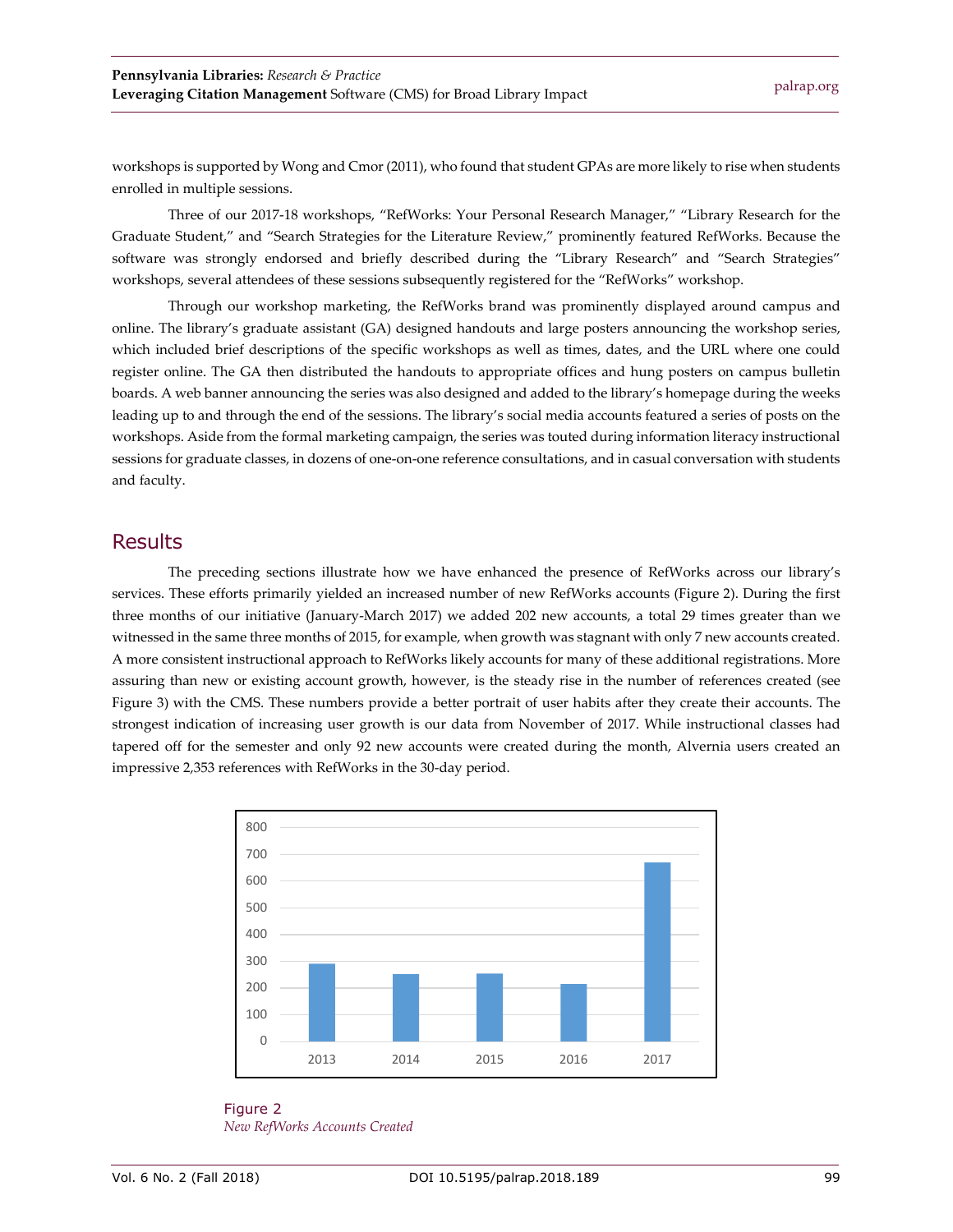workshops is supported by Wong and Cmor (2011), who found that student GPAs are more likely to rise when students enrolled in multiple sessions.

Three of our 2017-18 workshops, “RefWorks: Your Personal Research Manager,” “Library Research for the Graduate Student,” and “Search Strategies for the Literature Review,” prominently featured RefWorks. Because the software was strongly endorsed and briefly described during the “Library Research” and “Search Strategies” workshops, several attendees of these sessions subsequently registered for the “RefWorks” workshop.

Through our workshop marketing, the RefWorks brand was prominently displayed around campus and online. The library’s graduate assistant (GA) designed handouts and large posters announcing the workshop series, which included brief descriptions of the specific workshops as well as times, dates, and the URL where one could register online. The GA then distributed the handouts to appropriate offices and hung posters on campus bulletin boards. A web banner announcing the series was also designed and added to the library’s homepage during the weeks leading up to and through the end of the sessions. The library’s social media accounts featured a series of posts on the workshops. Aside from the formal marketing campaign, the series was touted during information literacy instructional sessions for graduate classes, in dozens of one-on-one reference consultations, and in casual conversation with students and faculty.

## Results

The preceding sections illustrate how we have enhanced the presence of RefWorks across our library’s services. These efforts primarily yielded an increased number of new RefWorks accounts (Figure 2). During the first three months of our initiative (January-March 2017) we added 202 new accounts, a total 29 times greater than we witnessed in the same three months of 2015, for example, when growth was stagnant with only 7 new accounts created. A more consistent instructional approach to RefWorks likely accounts for many of these additional registrations. More assuring than new or existing account growth, however, is the steady rise in the number of references created (see Figure 3) with the CMS. These numbers provide a better portrait of user habits after they create their accounts. The strongest indication of increasing user growth is our data from November of 2017. While instructional classes had tapered off for the semester and only 92 new accounts were created during the month, Alvernia users created an impressive 2,353 references with RefWorks in the 30-day period.

Figure 2
*New RefWorks Accounts Created*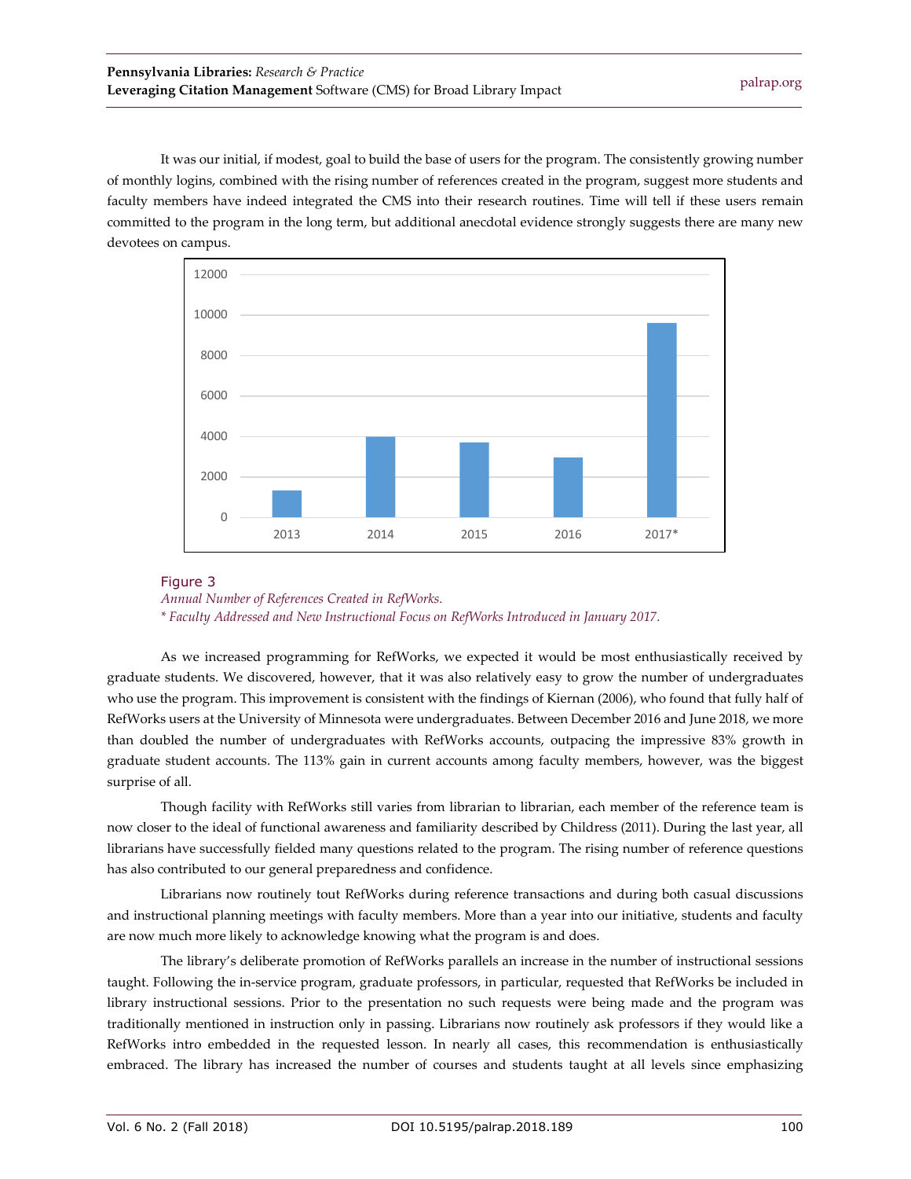It was our initial, if modest, goal to build the base of users for the program. The consistently growing number of monthly logins, combined with the rising number of references created in the program, suggest more students and faculty members have indeed integrated the CMS into their research routines. Time will tell if these users remain committed to the program in the long term, but additional anecdotal evidence strongly suggests there are many new devotees on campus.

Figure 3
*Annual Number of References Created in RefWorks.*
*\* Faculty Addressed and New Instructional Focus on RefWorks Introduced in January 2017.*

As we increased programming for RefWorks, we expected it would be most enthusiastically received by graduate students. We discovered, however, that it was also relatively easy to grow the number of undergraduates who use the program. This improvement is consistent with the findings of Kiernan (2006), who found that fully half of RefWorks users at the University of Minnesota were undergraduates. Between December 2016 and June 2018, we more than doubled the number of undergraduates with RefWorks accounts, outpacing the impressive 83% growth in graduate student accounts. The 113% gain in current accounts among faculty members, however, was the biggest surprise of all.

Though facility with RefWorks still varies from librarian to librarian, each member of the reference team is now closer to the ideal of functional awareness and familiarity described by Childress (2011). During the last year, all librarians have successfully fielded many questions related to the program. The rising number of reference questions has also contributed to our general preparedness and confidence.

Librarians now routinely tout RefWorks during reference transactions and during both casual discussions and instructional planning meetings with faculty members. More than a year into our initiative, students and faculty are now much more likely to acknowledge knowing what the program is and does.

The library's deliberate promotion of RefWorks parallels an increase in the number of instructional sessions taught. Following the in-service program, graduate professors, in particular, requested that RefWorks be included in library instructional sessions. Prior to the presentation no such requests were being made and the program was traditionally mentioned in instruction only in passing. Librarians now routinely ask professors if they would like a RefWorks intro embedded in the requested lesson. In nearly all cases, this recommendation is enthusiastically embraced. The library has increased the number of courses and students taught at all levels since emphasizing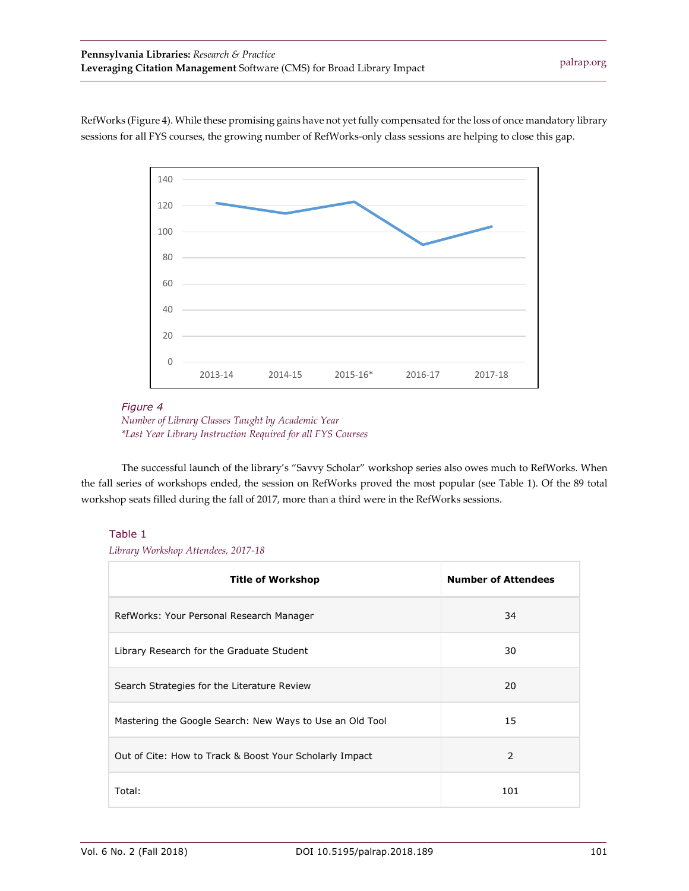RefWorks (Figure 4). While these promising gains have not yet fully compensated for the loss of once mandatory library sessions for all FYS courses, the growing number of RefWorks-only class sessions are helping to close this gap.

*Figure 4*
*Number of Library Classes Taught by Academic Year*
*\*Last Year Library Instruction Required for all FYS Courses*

The successful launch of the library's "Savvy Scholar" workshop series also owes much to RefWorks. When the fall series of workshops ended, the session on RefWorks proved the most popular (see Table 1). Of the 89 total workshop seats filled during the fall of 2017, more than a third were in the RefWorks sessions.

Table 1
*Library Workshop Attendees, 2017-18*

| Title of Workshop | Number of Attendees |
|---|---|
| RefWorks: Your Personal Research Manager | 34 |
| Library Research for the Graduate Student | 30 |
| Search Strategies for the Literature Review | 20 |
| Mastering the Google Search: New Ways to Use an Old Tool | 15 |
| Out of Cite: How to Track & Boost Your Scholarly Impact | 2 |
| Total: | 101 |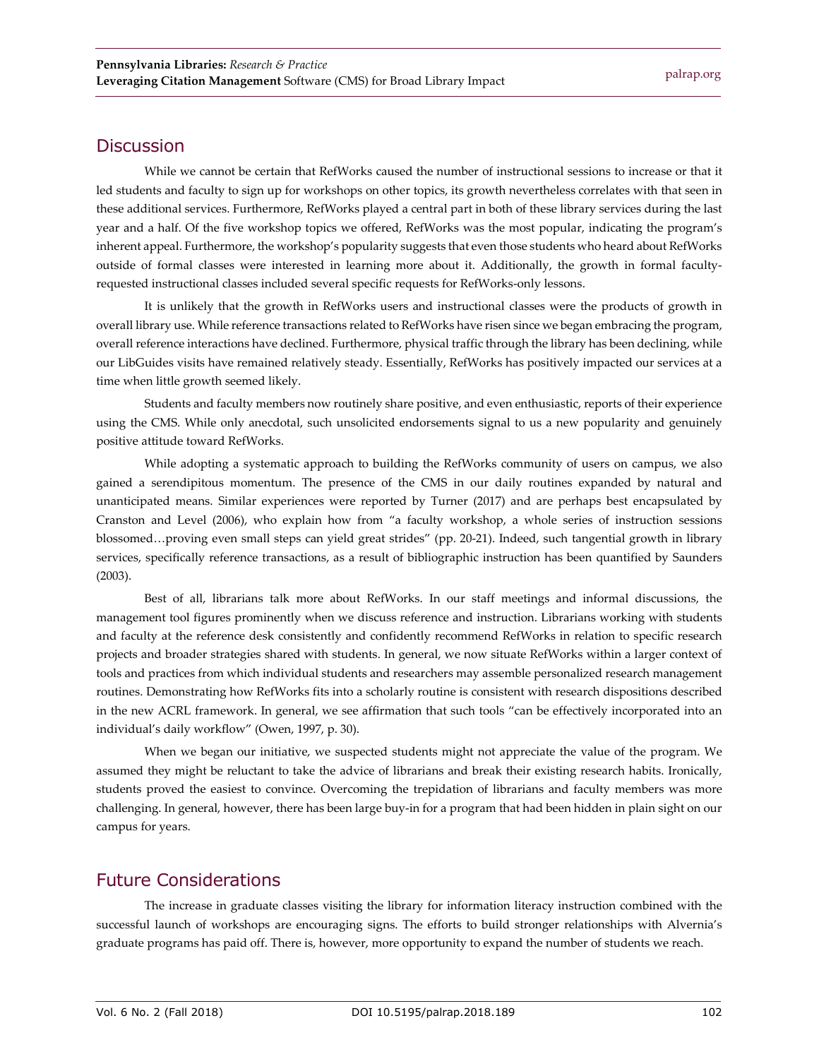## Discussion

While we cannot be certain that RefWorks caused the number of instructional sessions to increase or that it led students and faculty to sign up for workshops on other topics, its growth nevertheless correlates with that seen in these additional services. Furthermore, RefWorks played a central part in both of these library services during the last year and a half. Of the five workshop topics we offered, RefWorks was the most popular, indicating the program's inherent appeal. Furthermore, the workshop's popularity suggests that even those students who heard about RefWorks outside of formal classes were interested in learning more about it. Additionally, the growth in formal faculty-requested instructional classes included several specific requests for RefWorks-only lessons.

It is unlikely that the growth in RefWorks users and instructional classes were the products of growth in overall library use. While reference transactions related to RefWorks have risen since we began embracing the program, overall reference interactions have declined. Furthermore, physical traffic through the library has been declining, while our LibGuides visits have remained relatively steady. Essentially, RefWorks has positively impacted our services at a time when little growth seemed likely.

Students and faculty members now routinely share positive, and even enthusiastic, reports of their experience using the CMS. While only anecdotal, such unsolicited endorsements signal to us a new popularity and genuinely positive attitude toward RefWorks.

While adopting a systematic approach to building the RefWorks community of users on campus, we also gained a serendipitous momentum. The presence of the CMS in our daily routines expanded by natural and unanticipated means. Similar experiences were reported by Turner (2017) and are perhaps best encapsulated by Cranston and Level (2006), who explain how from "a faculty workshop, a whole series of instruction sessions blossomed…proving even small steps can yield great strides" (pp. 20-21). Indeed, such tangential growth in library services, specifically reference transactions, as a result of bibliographic instruction has been quantified by Saunders (2003).

Best of all, librarians talk more about RefWorks. In our staff meetings and informal discussions, the management tool figures prominently when we discuss reference and instruction. Librarians working with students and faculty at the reference desk consistently and confidently recommend RefWorks in relation to specific research projects and broader strategies shared with students. In general, we now situate RefWorks within a larger context of tools and practices from which individual students and researchers may assemble personalized research management routines. Demonstrating how RefWorks fits into a scholarly routine is consistent with research dispositions described in the new ACRL framework. In general, we see affirmation that such tools "can be effectively incorporated into an individual's daily workflow" (Owen, 1997, p. 30).

When we began our initiative, we suspected students might not appreciate the value of the program. We assumed they might be reluctant to take the advice of librarians and break their existing research habits. Ironically, students proved the easiest to convince. Overcoming the trepidation of librarians and faculty members was more challenging. In general, however, there has been large buy-in for a program that had been hidden in plain sight on our campus for years.

## Future Considerations

The increase in graduate classes visiting the library for information literacy instruction combined with the successful launch of workshops are encouraging signs. The efforts to build stronger relationships with Alvernia's graduate programs has paid off. There is, however, more opportunity to expand the number of students we reach.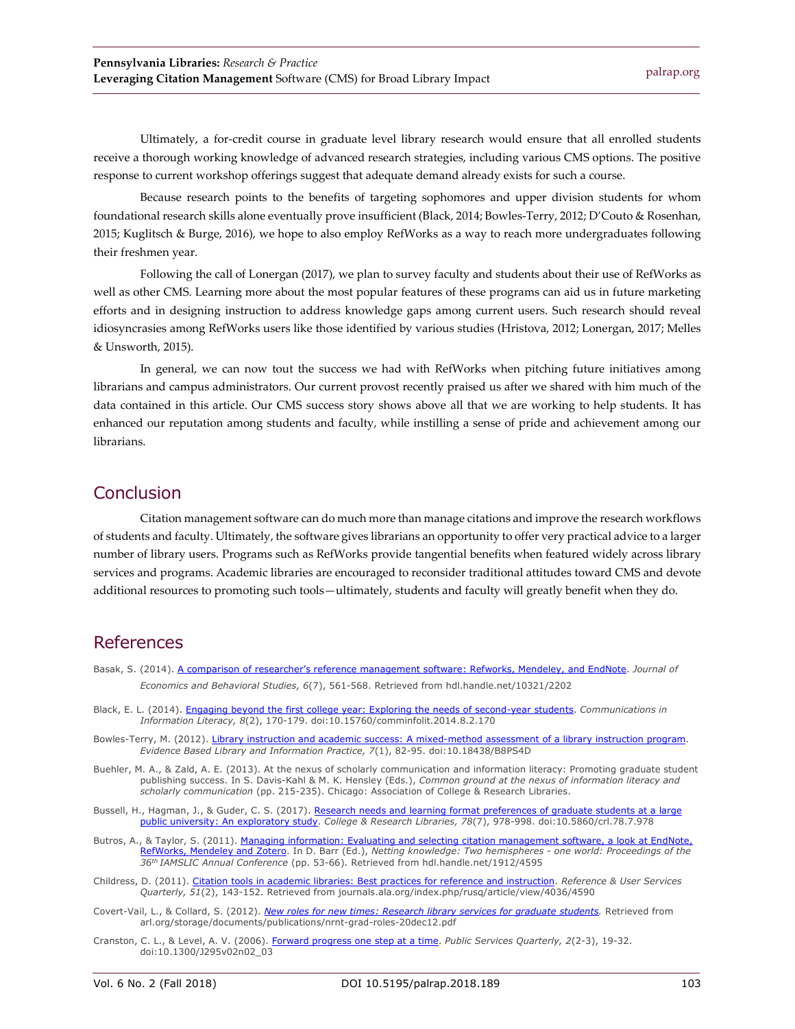Ultimately, a for-credit course in graduate level library research would ensure that all enrolled students receive a thorough working knowledge of advanced research strategies, including various CMS options. The positive response to current workshop offerings suggest that adequate demand already exists for such a course.

Because research points to the benefits of targeting sophomores and upper division students for whom foundational research skills alone eventually prove insufficient (Black, 2014; Bowles-Terry, 2012; D'Couto & Rosenhan, 2015; Kuglitsch & Burge, 2016), we hope to also employ RefWorks as a way to reach more undergraduates following their freshmen year.

Following the call of Lonergan (2017), we plan to survey faculty and students about their use of RefWorks as well as other CMS. Learning more about the most popular features of these programs can aid us in future marketing efforts and in designing instruction to address knowledge gaps among current users. Such research should reveal idiosyncrasies among RefWorks users like those identified by various studies (Hristova, 2012; Lonergan, 2017; Melles & Unsworth, 2015).

In general, we can now tout the success we had with RefWorks when pitching future initiatives among librarians and campus administrators. Our current provost recently praised us after we shared with him much of the data contained in this article. Our CMS success story shows above all that we are working to help students. It has enhanced our reputation among students and faculty, while instilling a sense of pride and achievement among our librarians.

## Conclusion

Citation management software can do much more than manage citations and improve the research workflows of students and faculty. Ultimately, the software gives librarians an opportunity to offer very practical advice to a larger number of library users. Programs such as RefWorks provide tangential benefits when featured widely across library services and programs. Academic libraries are encouraged to reconsider traditional attitudes toward CMS and devote additional resources to promoting such tools—ultimately, students and faculty will greatly benefit when they do.

## References

Basak, S. (2014). A comparison of researcher's reference management software: Refworks, Mendeley, and EndNote. *Journal of Economics and Behavioral Studies, 6*(7), 561-568. Retrieved from hdl.handle.net/10321/2202

Black, E. L. (2014). Engaging beyond the first college year: Exploring the needs of second-year students. *Communications in Information Literacy, 8*(2), 170-179. doi:10.15760/comminfolit.2014.8.2.170

Bowles-Terry, M. (2012). Library instruction and academic success: A mixed-method assessment of a library instruction program. *Evidence Based Library and Information Practice, 7*(1), 82-95. doi:10.18438/B8PS4D

Buehler, M. A., & Zald, A. E. (2013). At the nexus of scholarly communication and information literacy: Promoting graduate student publishing success. In S. Davis-Kahl & M. K. Hensley (Eds.), *Common ground at the nexus of information literacy and scholarly communication* (pp. 215-235). Chicago: Association of College & Research Libraries.

Bussell, H., Hagman, J., & Guder, C. S. (2017). Research needs and learning format preferences of graduate students at a large public university: An exploratory study. *College & Research Libraries, 78*(7), 978-998. doi:10.5860/crl.78.7.978

Butros, A., & Taylor, S. (2011). Managing information: Evaluating and selecting citation management software, a look at EndNote, RefWorks, Mendeley and Zotero. In D. Barr (Ed.), *Netting knowledge: Two hemispheres - one world: Proceedings of the 36th IAMSLIC Annual Conference* (pp. 53-66). Retrieved from hdl.handle.net/1912/4595

Childress, D. (2011). Citation tools in academic libraries: Best practices for reference and instruction. *Reference & User Services Quarterly, 51*(2), 143-152. Retrieved from journals.ala.org/index.php/rusq/article/view/4036/4590

Covert-Vail, L., & Collard, S. (2012). *New roles for new times: Research library services for graduate students.* Retrieved from arl.org/storage/documents/publications/nrnt-grad-roles-20dec12.pdf

Cranston, C. L., & Level, A. V. (2006). Forward progress one step at a time. *Public Services Quarterly, 2*(2-3), 19-32. doi:10.1300/J295v02n02_03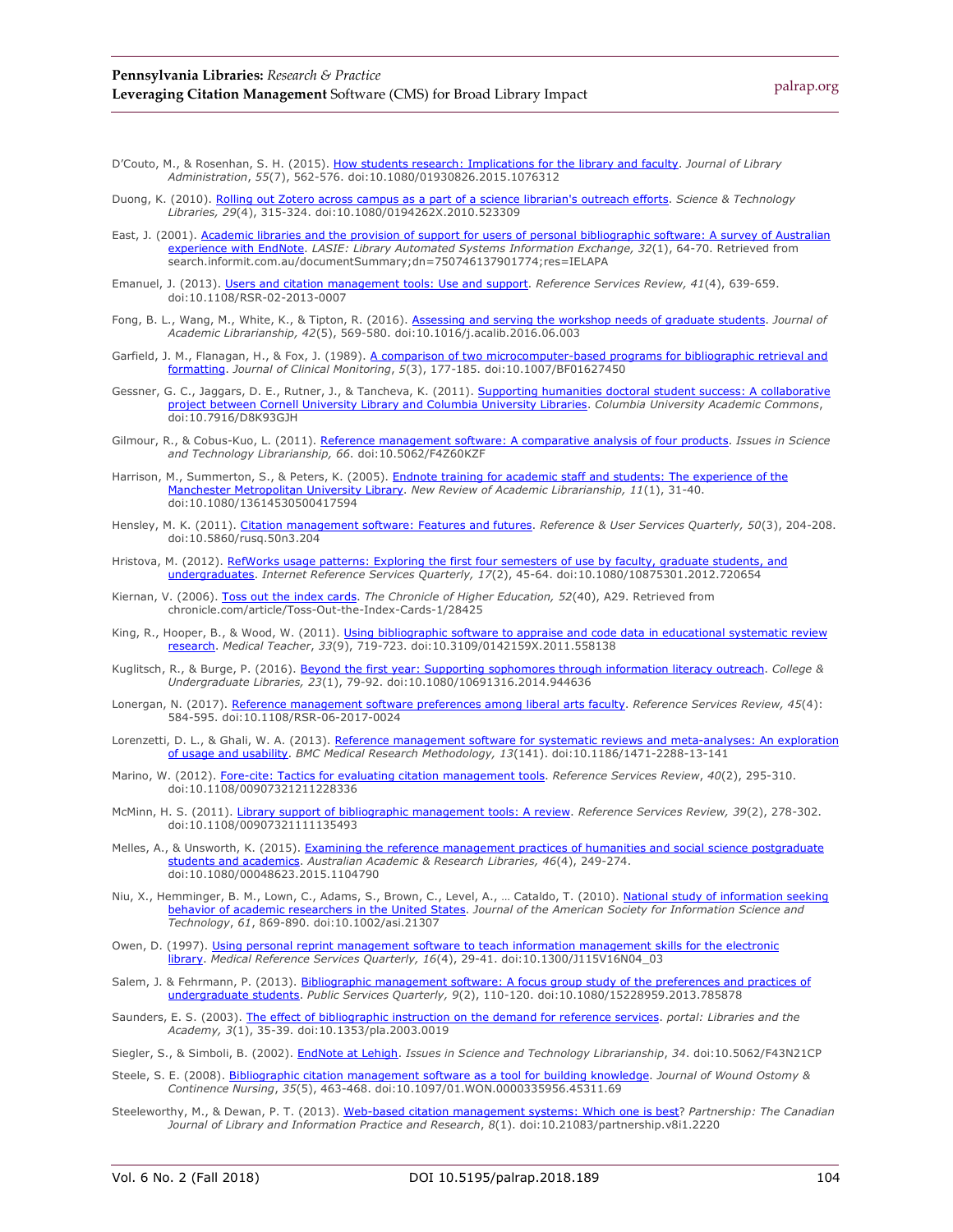D'Couto, M., & Rosenhan, S. H. (2015). How students research: Implications for the library and faculty. *Journal of Library Administration*, *55*(7), 562-576. doi:10.1080/01930826.2015.1076312

Duong, K. (2010). Rolling out Zotero across campus as a part of a science librarian's outreach efforts. *Science & Technology Libraries, 29*(4), 315-324. doi:10.1080/0194262X.2010.523309

East, J. (2001). Academic libraries and the provision of support for users of personal bibliographic software: A survey of Australian experience with EndNote. *LASIE: Library Automated Systems Information Exchange, 32*(1), 64-70. Retrieved from search.informit.com.au/documentSummary;dn=750746137901774;res=IELAPA

Emanuel, J. (2013). Users and citation management tools: Use and support. *Reference Services Review, 41*(4), 639-659. doi:10.1108/RSR-02-2013-0007

Fong, B. L., Wang, M., White, K., & Tipton, R. (2016). Assessing and serving the workshop needs of graduate students. *Journal of Academic Librarianship, 42*(5), 569-580. doi:10.1016/j.acalib.2016.06.003

Garfield, J. M., Flanagan, H., & Fox, J. (1989). A comparison of two microcomputer-based programs for bibliographic retrieval and formatting. *Journal of Clinical Monitoring*, *5*(3), 177-185. doi:10.1007/BF01627450

Gessner, G. C., Jaggars, D. E., Rutner, J., & Tancheva, K. (2011). Supporting humanities doctoral student success: A collaborative project between Cornell University Library and Columbia University Libraries. *Columbia University Academic Commons*, doi:10.7916/D8K93GJH

Gilmour, R., & Cobus-Kuo, L. (2011). Reference management software: A comparative analysis of four products. *Issues in Science and Technology Librarianship, 66*. doi:10.5062/F4Z60KZF

Harrison, M., Summerton, S., & Peters, K. (2005). Endnote training for academic staff and students: The experience of the Manchester Metropolitan University Library. *New Review of Academic Librarianship, 11*(1), 31-40. doi:10.1080/13614530500417594

Hensley, M. K. (2011). Citation management software: Features and futures. *Reference & User Services Quarterly, 50*(3), 204-208. doi:10.5860/rusq.50n3.204

Hristova, M. (2012). RefWorks usage patterns: Exploring the first four semesters of use by faculty, graduate students, and undergraduates. *Internet Reference Services Quarterly, 17*(2), 45-64. doi:10.1080/10875301.2012.720654

Kiernan, V. (2006). Toss out the index cards. *The Chronicle of Higher Education, 52*(40), A29. Retrieved from chronicle.com/article/Toss-Out-the-Index-Cards-1/28425

King, R., Hooper, B., & Wood, W. (2011). Using bibliographic software to appraise and code data in educational systematic review research. *Medical Teacher*, *33*(9), 719-723. doi:10.3109/0142159X.2011.558138

Kuglitsch, R., & Burge, P. (2016). Beyond the first year: Supporting sophomores through information literacy outreach. *College & Undergraduate Libraries, 23*(1), 79-92. doi:10.1080/10691316.2014.944636

Lonergan, N. (2017). Reference management software preferences among liberal arts faculty. *Reference Services Review, 45*(4): 584-595. doi:10.1108/RSR-06-2017-0024

Lorenzetti, D. L., & Ghali, W. A. (2013). Reference management software for systematic reviews and meta-analyses: An exploration of usage and usability. *BMC Medical Research Methodology, 13*(141). doi:10.1186/1471-2288-13-141

Marino, W. (2012). Fore-cite: Tactics for evaluating citation management tools. *Reference Services Review*, *40*(2), 295-310. doi:10.1108/00907321211228336

McMinn, H. S. (2011). Library support of bibliographic management tools: A review. *Reference Services Review, 39*(2), 278-302. doi:10.1108/00907321111135493

Melles, A., & Unsworth, K. (2015). Examining the reference management practices of humanities and social science postgraduate students and academics. *Australian Academic & Research Libraries, 46*(4), 249-274. doi:10.1080/00048623.2015.1104790

Niu, X., Hemminger, B. M., Lown, C., Adams, S., Brown, C., Level, A., … Cataldo, T. (2010). National study of information seeking behavior of academic researchers in the United States. *Journal of the American Society for Information Science and Technology*, *61*, 869-890. doi:10.1002/asi.21307

Owen, D. (1997). Using personal reprint management software to teach information management skills for the electronic library. *Medical Reference Services Quarterly, 16*(4), 29-41. doi:10.1300/J115V16N04_03

Salem, J. & Fehrmann, P. (2013). Bibliographic management software: A focus group study of the preferences and practices of undergraduate students. *Public Services Quarterly, 9*(2), 110-120. doi:10.1080/15228959.2013.785878

Saunders, E. S. (2003). The effect of bibliographic instruction on the demand for reference services. *portal: Libraries and the Academy, 3*(1), 35-39. doi:10.1353/pla.2003.0019

Siegler, S., & Simboli, B. (2002). EndNote at Lehigh. *Issues in Science and Technology Librarianship*, *34*. doi:10.5062/F43N21CP

Steele, S. E. (2008). Bibliographic citation management software as a tool for building knowledge. *Journal of Wound Ostomy & Continence Nursing*, *35*(5), 463-468. doi:10.1097/01.WON.0000335956.45311.69

Steeleworthy, M., & Dewan, P. T. (2013). Web-based citation management systems: Which one is best? *Partnership: The Canadian Journal of Library and Information Practice and Research*, *8*(1). doi:10.21083/partnership.v8i1.2220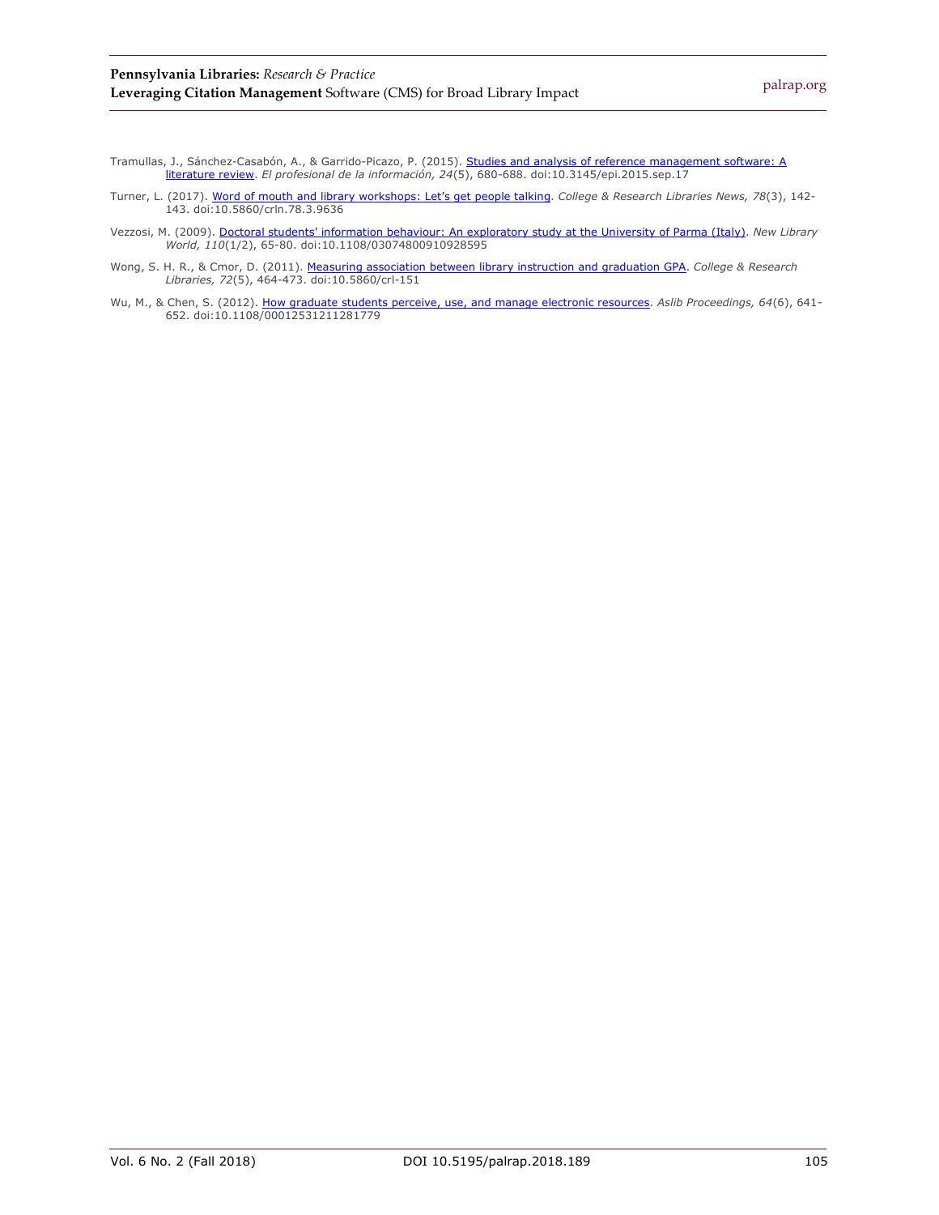Tramullas, J., Sánchez-Casabón, A., & Garrido-Picazo, P. (2015). Studies and analysis of reference management software: A literature review. *El profesional de la información, 24*(5), 680-688. doi:10.3145/epi.2015.sep.17

Turner, L. (2017). Word of mouth and library workshops: Let's get people talking. *College & Research Libraries News, 78*(3), 142-143. doi:10.5860/crln.78.3.9636

Vezzosi, M. (2009). Doctoral students' information behaviour: An exploratory study at the University of Parma (Italy). *New Library World, 110*(1/2), 65-80. doi:10.1108/03074800910928595

Wong, S. H. R., & Cmor, D. (2011). Measuring association between library instruction and graduation GPA. *College & Research Libraries, 72*(5), 464-473. doi:10.5860/crl-151

Wu, M., & Chen, S. (2012). How graduate students perceive, use, and manage electronic resources. *Aslib Proceedings, 64*(6), 641-652. doi:10.1108/00012531211281779